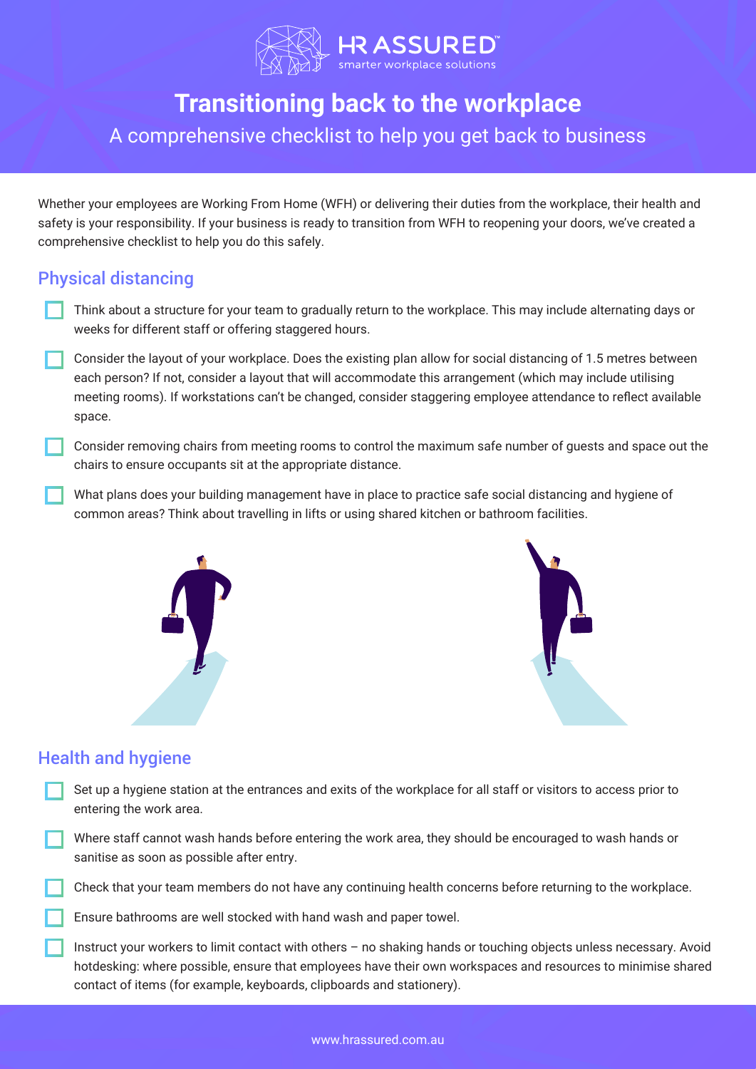HR ASSURED™
smarter workplace solutions

# Transitioning back to the workplace

A comprehensive checklist to help you get back to business

Whether your employees are Working From Home (WFH) or delivering their duties from the workplace, their health and safety is your responsibility. If your business is ready to transition from WFH to reopening your doors, we've created a comprehensive checklist to help you do this safely.

## Physical distancing

- [ ] Think about a structure for your team to gradually return to the workplace. This may include alternating days or weeks for different staff or offering staggered hours.
- [ ] Consider the layout of your workplace. Does the existing plan allow for social distancing of 1.5 metres between each person? If not, consider a layout that will accommodate this arrangement (which may include utilising meeting rooms). If workstations can't be changed, consider staggering employee attendance to reflect available space.
- [ ] Consider removing chairs from meeting rooms to control the maximum safe number of guests and space out the chairs to ensure occupants sit at the appropriate distance.
- [ ] What plans does your building management have in place to practice safe social distancing and hygiene of common areas? Think about travelling in lifts or using shared kitchen or bathroom facilities.

## Health and hygiene

- [ ] Set up a hygiene station at the entrances and exits of the workplace for all staff or visitors to access prior to entering the work area.
- [ ] Where staff cannot wash hands before entering the work area, they should be encouraged to wash hands or sanitise as soon as possible after entry.
- [ ] Check that your team members do not have any continuing health concerns before returning to the workplace.
- [ ] Ensure bathrooms are well stocked with hand wash and paper towel.
- [ ] Instruct your workers to limit contact with others – no shaking hands or touching objects unless necessary. Avoid hotdesking: where possible, ensure that employees have their own workspaces and resources to minimise shared contact of items (for example, keyboards, clipboards and stationery).

www.hrassured.com.au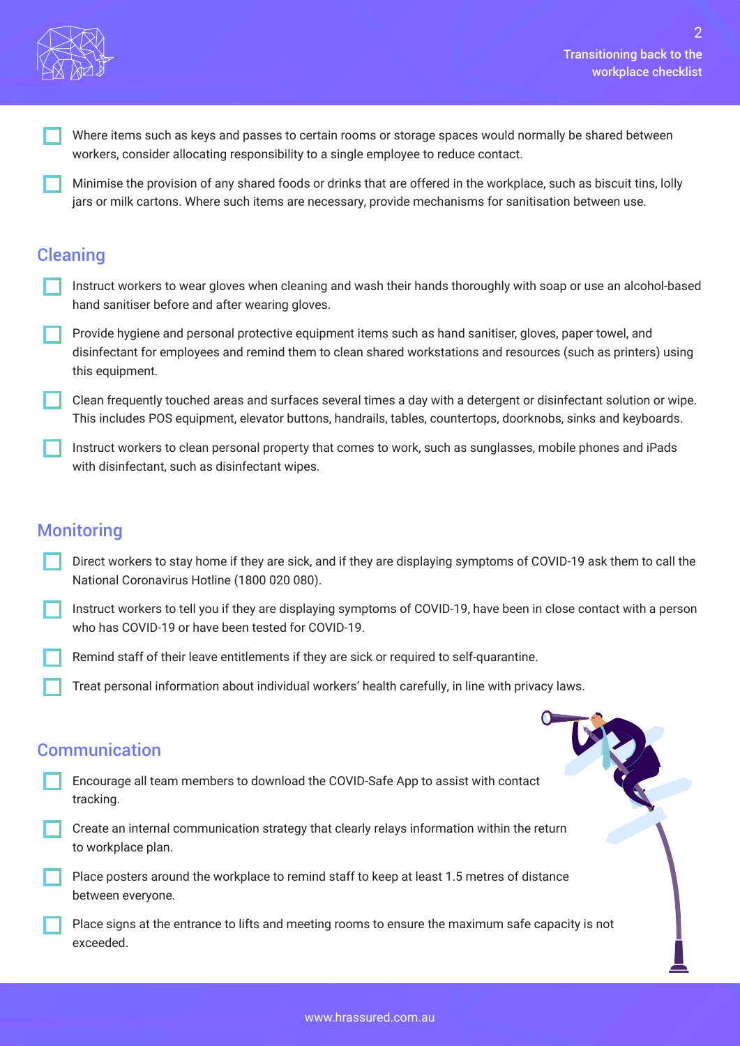- [ ] Where items such as keys and passes to certain rooms or storage spaces would normally be shared between workers, consider allocating responsibility to a single employee to reduce contact.
- [ ] Minimise the provision of any shared foods or drinks that are offered in the workplace, such as biscuit tins, lolly jars or milk cartons. Where such items are necessary, provide mechanisms for sanitisation between use.

## Cleaning

- [ ] Instruct workers to wear gloves when cleaning and wash their hands thoroughly with soap or use an alcohol-based hand sanitiser before and after wearing gloves.
- [ ] Provide hygiene and personal protective equipment items such as hand sanitiser, gloves, paper towel, and disinfectant for employees and remind them to clean shared workstations and resources (such as printers) using this equipment.
- [ ] Clean frequently touched areas and surfaces several times a day with a detergent or disinfectant solution or wipe. This includes POS equipment, elevator buttons, handrails, tables, countertops, doorknobs, sinks and keyboards.
- [ ] Instruct workers to clean personal property that comes to work, such as sunglasses, mobile phones and iPads with disinfectant, such as disinfectant wipes.

## Monitoring

- [ ] Direct workers to stay home if they are sick, and if they are displaying symptoms of COVID-19 ask them to call the National Coronavirus Hotline (1800 020 080).
- [ ] Instruct workers to tell you if they are displaying symptoms of COVID-19, have been in close contact with a person who has COVID-19 or have been tested for COVID-19.
- [ ] Remind staff of their leave entitlements if they are sick or required to self-quarantine.
- [ ] Treat personal information about individual workers' health carefully, in line with privacy laws.

## Communication

- [ ] Encourage all team members to download the COVID-Safe App to assist with contact tracking.
- [ ] Create an internal communication strategy that clearly relays information within the return to workplace plan.
- [ ] Place posters around the workplace to remind staff to keep at least 1.5 metres of distance between everyone.
- [ ] Place signs at the entrance to lifts and meeting rooms to ensure the maximum safe capacity is not exceeded.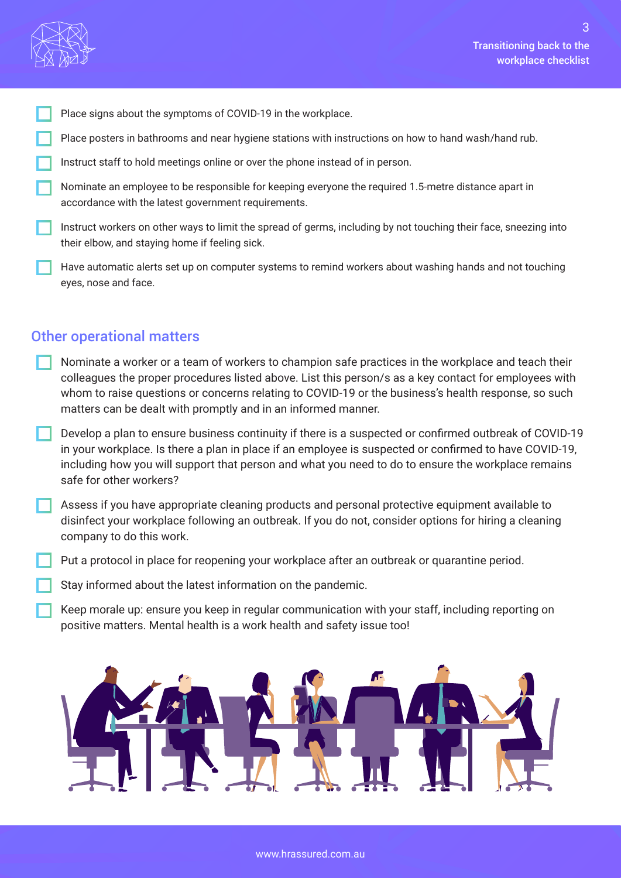- [ ] Place signs about the symptoms of COVID-19 in the workplace.
- [ ] Place posters in bathrooms and near hygiene stations with instructions on how to hand wash/hand rub.
- [ ] Instruct staff to hold meetings online or over the phone instead of in person.
- [ ] Nominate an employee to be responsible for keeping everyone the required 1.5-metre distance apart in accordance with the latest government requirements.
- [ ] Instruct workers on other ways to limit the spread of germs, including by not touching their face, sneezing into their elbow, and staying home if feeling sick.
- [ ] Have automatic alerts set up on computer systems to remind workers about washing hands and not touching eyes, nose and face.

## Other operational matters

- [ ] Nominate a worker or a team of workers to champion safe practices in the workplace and teach their colleagues the proper procedures listed above. List this person/s as a key contact for employees with whom to raise questions or concerns relating to COVID-19 or the business's health response, so such matters can be dealt with promptly and in an informed manner.
- [ ] Develop a plan to ensure business continuity if there is a suspected or confirmed outbreak of COVID-19 in your workplace. Is there a plan in place if an employee is suspected or confirmed to have COVID-19, including how you will support that person and what you need to do to ensure the workplace remains safe for other workers?
- [ ] Assess if you have appropriate cleaning products and personal protective equipment available to disinfect your workplace following an outbreak. If you do not, consider options for hiring a cleaning company to do this work.
- [ ] Put a protocol in place for reopening your workplace after an outbreak or quarantine period.
- [ ] Stay informed about the latest information on the pandemic.
- [ ] Keep morale up: ensure you keep in regular communication with your staff, including reporting on positive matters. Mental health is a work health and safety issue too!